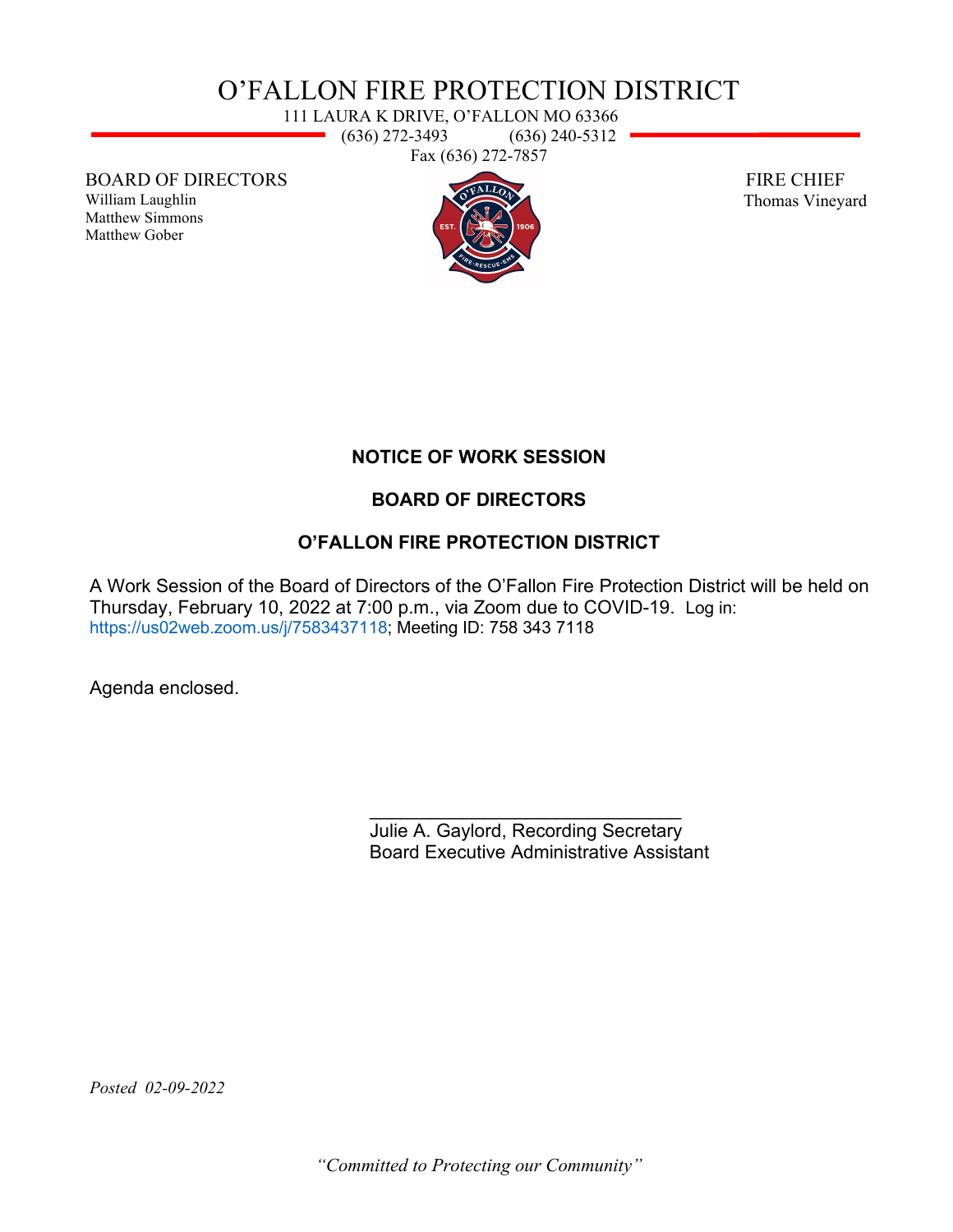# O'FALLON FIRE PROTECTION DISTRICT

111 LAURA K DRIVE, O'FALLON MO 63366
(636) 272-3493 (636) 240-5312
Fax (636) 272-7857

BOARD OF DIRECTORS
William Laughlin
Matthew Simmons
Matthew Gober

FIRE CHIEF
Thomas Vineyard

## NOTICE OF WORK SESSION

## BOARD OF DIRECTORS

## O'FALLON FIRE PROTECTION DISTRICT

A Work Session of the Board of Directors of the O'Fallon Fire Protection District will be held on Thursday, February 10, 2022 at 7:00 p.m., via Zoom due to COVID-19. Log in: https://us02web.zoom.us/j/7583437118; Meeting ID: 758 343 7118

Agenda enclosed.

\_\_\_\_\_\_\_\_\_\_\_\_\_\_\_\_\_\_\_\_\_\_\_\_\_\_\_\_\_\_
Julie A. Gaylord, Recording Secretary
Board Executive Administrative Assistant

*Posted 02-09-2022*

*"Committed to Protecting our Community"*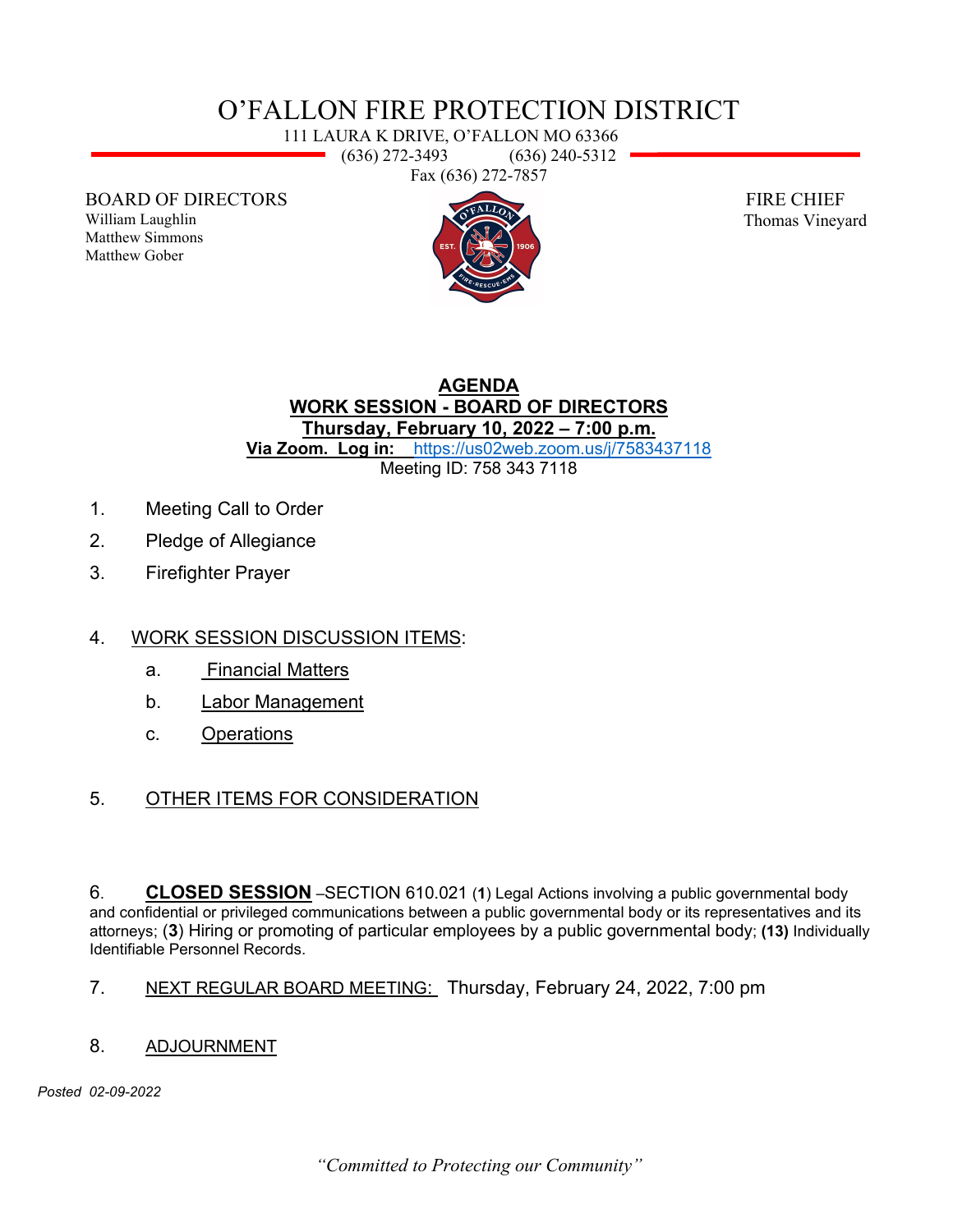# O'FALLON FIRE PROTECTION DISTRICT

111 LAURA K DRIVE, O'FALLON MO 63366
(636) 272-3493 (636) 240-5312
Fax (636) 272-7857

BOARD OF DIRECTORS
William Laughlin
Matthew Simmons
Matthew Gober

FIRE CHIEF
Thomas Vineyard

## AGENDA
## WORK SESSION - BOARD OF DIRECTORS
## Thursday, February 10, 2022 – 7:00 p.m.

**Via Zoom. Log in:** https://us02web.zoom.us/j/7583437118
Meeting ID: 758 343 7118

1. Meeting Call to Order
2. Pledge of Allegiance
3. Firefighter Prayer

4. WORK SESSION DISCUSSION ITEMS:
   a. Financial Matters
   b. Labor Management
   c. Operations

5. OTHER ITEMS FOR CONSIDERATION

6. **CLOSED SESSION** –SECTION 610.021 (**1**) Legal Actions involving a public governmental body and confidential or privileged communications between a public governmental body or its representatives and its attorneys; (**3**) Hiring or promoting of particular employees by a public governmental body; **(13)** Individually Identifiable Personnel Records.

7. NEXT REGULAR BOARD MEETING: Thursday, February 24, 2022, 7:00 pm

8. ADJOURNMENT

*Posted 02-09-2022*

*"Committed to Protecting our Community"*